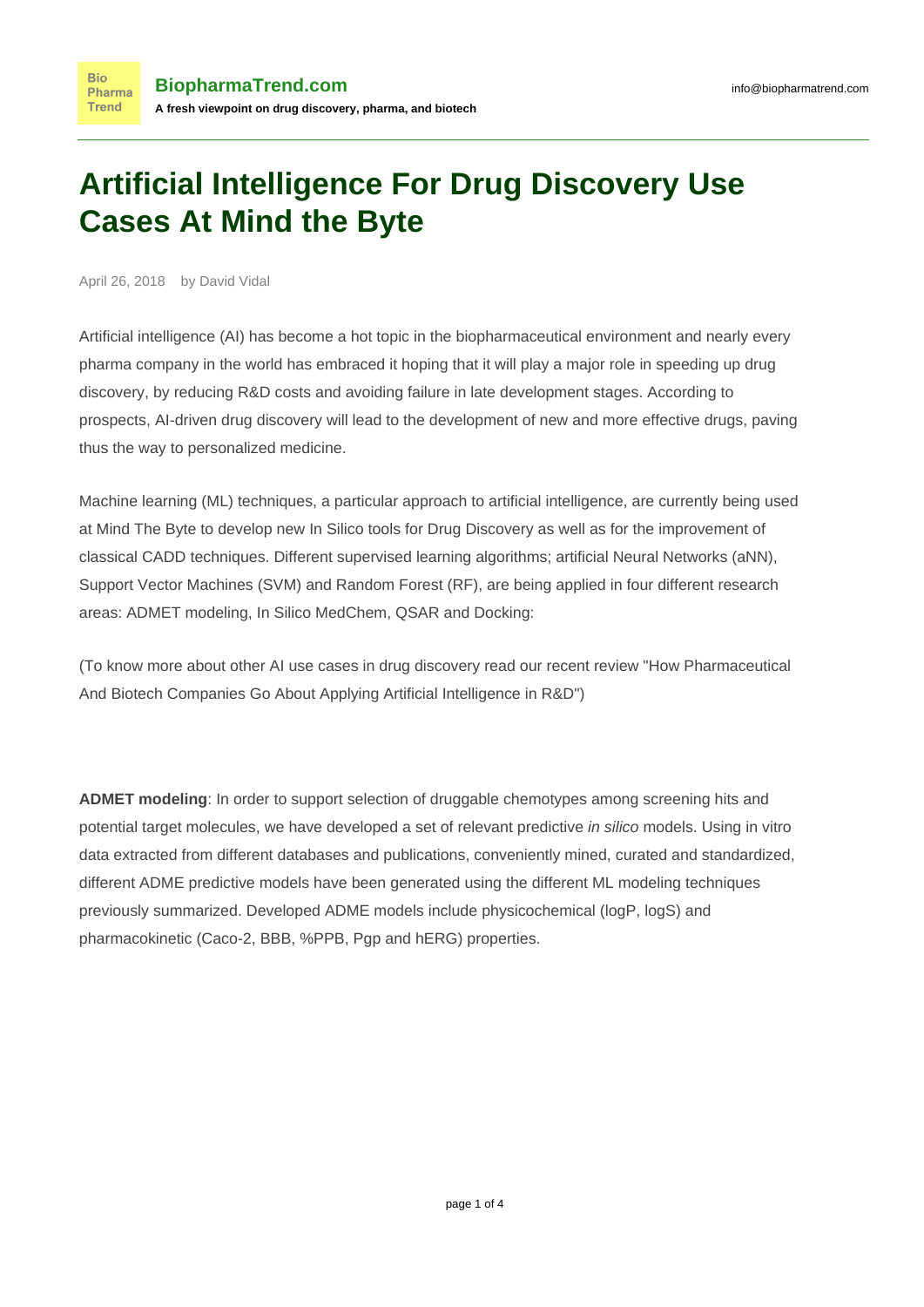# Artificial Intelligence For Drug Discovery Use Cases At Mind the Byte

April 26, 2018 by David Vidal

Artificial intelligence (AI) has become a hot topic in the biopharmaceutical environment and nearly every pharma company in the world has embraced it hoping that it will play a major role in speeding up drug discovery, by reducing R&D costs and avoiding failure in late development stages. According to prospects, AI-driven drug discovery will lead to the development of new and more effective drugs, paving thus the way to personalized medicine.

Machine learning (ML) techniques, a particular approach to artificial intelligence, are currently being used at Mind The Byte to develop new In Silico tools for Drug Discovery as well as for the improvement of classical CADD techniques. Different supervised learning algorithms; artificial Neural Networks (aNN), Support Vector Machines (SVM) and Random Forest (RF), are being applied in four different research areas: ADMET modeling, In Silico MedChem, QSAR and Docking:

(To know more about other AI use cases in drug discovery read our recent review "How Pharmaceutical And Biotech Companies Go About Applying Artificial Intelligence in R&D")

**ADMET modeling**: In order to support selection of druggable chemotypes among screening hits and potential target molecules, we have developed a set of relevant predictive *in silico* models. Using in vitro data extracted from different databases and publications, conveniently mined, curated and standardized, different ADME predictive models have been generated using the different ML modeling techniques previously summarized. Developed ADME models include physicochemical (logP, logS) and pharmacokinetic (Caco-2, BBB, %PPB, Pgp and hERG) properties.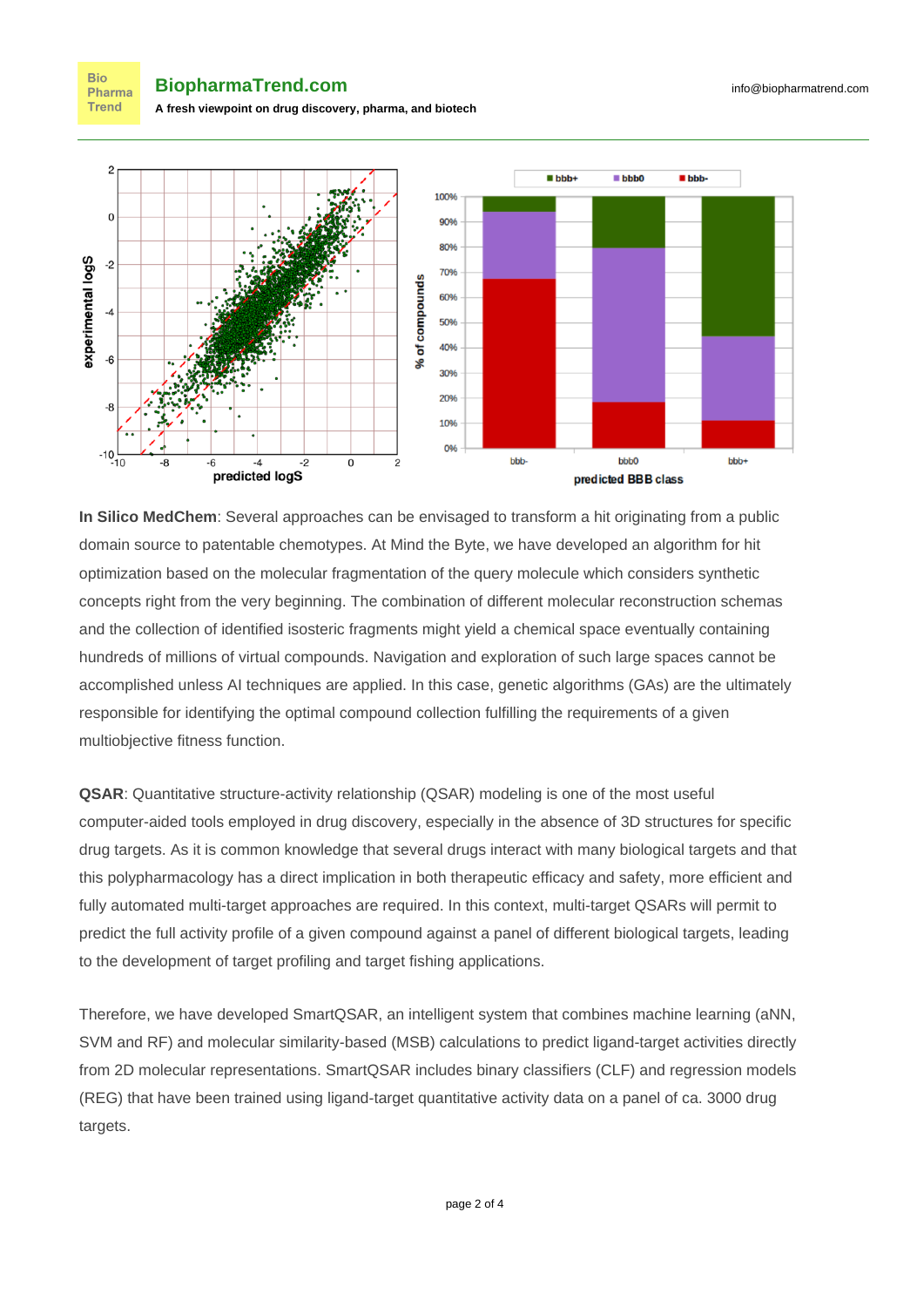**In Silico MedChem**: Several approaches can be envisaged to transform a hit originating from a public domain source to patentable chemotypes. At Mind the Byte, we have developed an algorithm for hit optimization based on the molecular fragmentation of the query molecule which considers synthetic concepts right from the very beginning. The combination of different molecular reconstruction schemas and the collection of identified isosteric fragments might yield a chemical space eventually containing hundreds of millions of virtual compounds. Navigation and exploration of such large spaces cannot be accomplished unless AI techniques are applied. In this case, genetic algorithms (GAs) are the ultimately responsible for identifying the optimal compound collection fulfilling the requirements of a given multiobjective fitness function.

**QSAR**: Quantitative structure-activity relationship (QSAR) modeling is one of the most useful computer-aided tools employed in drug discovery, especially in the absence of 3D structures for specific drug targets. As it is common knowledge that several drugs interact with many biological targets and that this polypharmacology has a direct implication in both therapeutic efficacy and safety, more efficient and fully automated multi-target approaches are required. In this context, multi-target QSARs will permit to predict the full activity profile of a given compound against a panel of different biological targets, leading to the development of target profiling and target fishing applications.

Therefore, we have developed SmartQSAR, an intelligent system that combines machine learning (aNN, SVM and RF) and molecular similarity-based (MSB) calculations to predict ligand-target activities directly from 2D molecular representations. SmartQSAR includes binary classifiers (CLF) and regression models (REG) that have been trained using ligand-target quantitative activity data on a panel of ca. 3000 drug targets.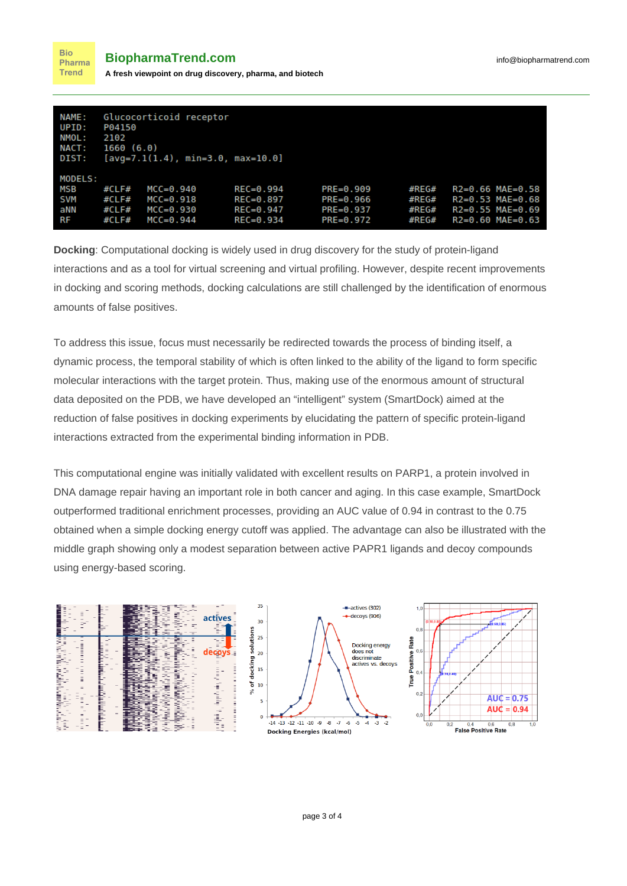```
NAME:   Glucocorticoid receptor
UPID:   P04150
NMOL:   2102
NACT:   1660 (6.0)
DIST:   [avg=7.1(1.4), min=3.0, max=10.0]

MODELS:
MSB     #CLF#   MCC=0.940     REC=0.994     PRE=0.909     #REG#   R2=0.66 MAE=0.58
SVM     #CLF#   MCC=0.918     REC=0.897     PRE=0.966     #REG#   R2=0.53 MAE=0.68
aNN     #CLF#   MCC=0.930     REC=0.947     PRE=0.937     #REG#   R2=0.55 MAE=0.69
RF      #CLF#   MCC=0.944     REC=0.934     PRE=0.972     #REG#   R2=0.60 MAE=0.63
```

**Docking**: Computational docking is widely used in drug discovery for the study of protein-ligand interactions and as a tool for virtual screening and virtual profiling. However, despite recent improvements in docking and scoring methods, docking calculations are still challenged by the identification of enormous amounts of false positives.

To address this issue, focus must necessarily be redirected towards the process of binding itself, a dynamic process, the temporal stability of which is often linked to the ability of the ligand to form specific molecular interactions with the target protein. Thus, making use of the enormous amount of structural data deposited on the PDB, we have developed an "intelligent" system (SmartDock) aimed at the reduction of false positives in docking experiments by elucidating the pattern of specific protein-ligand interactions extracted from the experimental binding information in PDB.

This computational engine was initially validated with excellent results on PARP1, a protein involved in DNA damage repair having an important role in both cancer and aging. In this case example, SmartDock outperformed traditional enrichment processes, providing an AUC value of 0.94 in contrast to the 0.75 obtained when a simple docking energy cutoff was applied. The advantage can also be illustrated with the middle graph showing only a modest separation between active PAPR1 ligands and decoy compounds using energy-based scoring.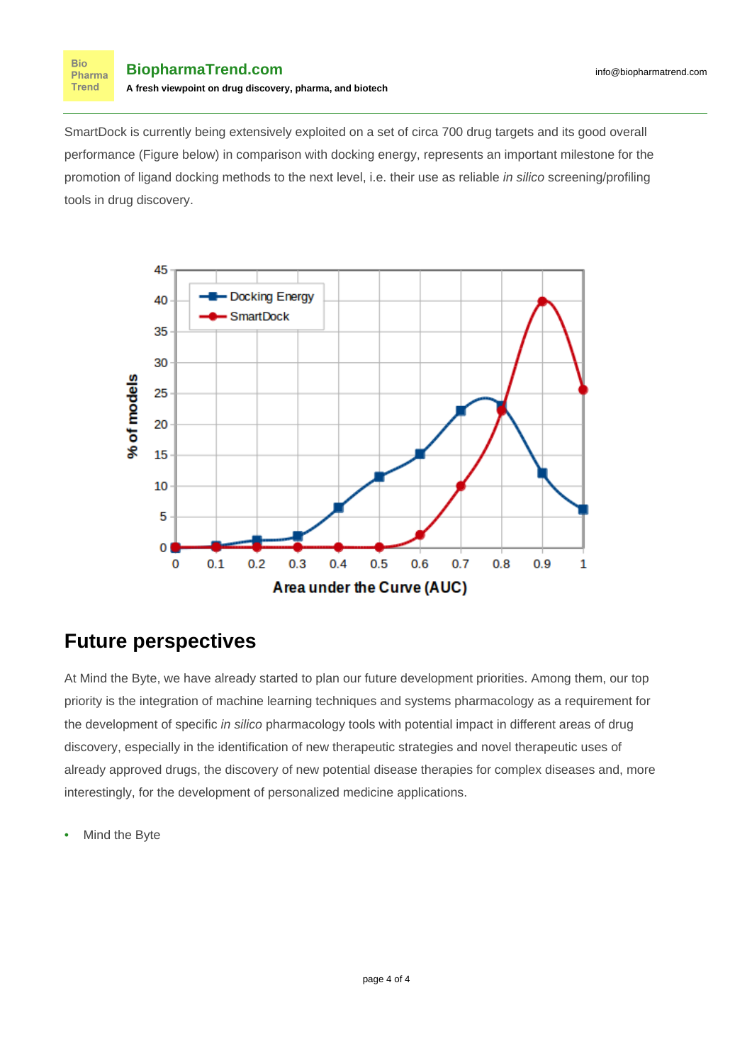SmartDock is currently being extensively exploited on a set of circa 700 drug targets and its good overall performance (Figure below) in comparison with docking energy, represents an important milestone for the promotion of ligand docking methods to the next level, i.e. their use as reliable *in silico* screening/profiling tools in drug discovery.

Docking Energy
SmartDock
% of models
45
40
35
30
25
20
15
10
5
0
0 0.1 0.2 0.3 0.4 0.5 0.6 0.7 0.8 0.9 1
Area under the Curve (AUC)

## Future perspectives

At Mind the Byte, we have already started to plan our future development priorities. Among them, our top priority is the integration of machine learning techniques and systems pharmacology as a requirement for the development of specific *in silico* pharmacology tools with potential impact in different areas of drug discovery, especially in the identification of new therapeutic strategies and novel therapeutic uses of already approved drugs, the discovery of new potential disease therapies for complex diseases and, more interestingly, for the development of personalized medicine applications.

- Mind the Byte